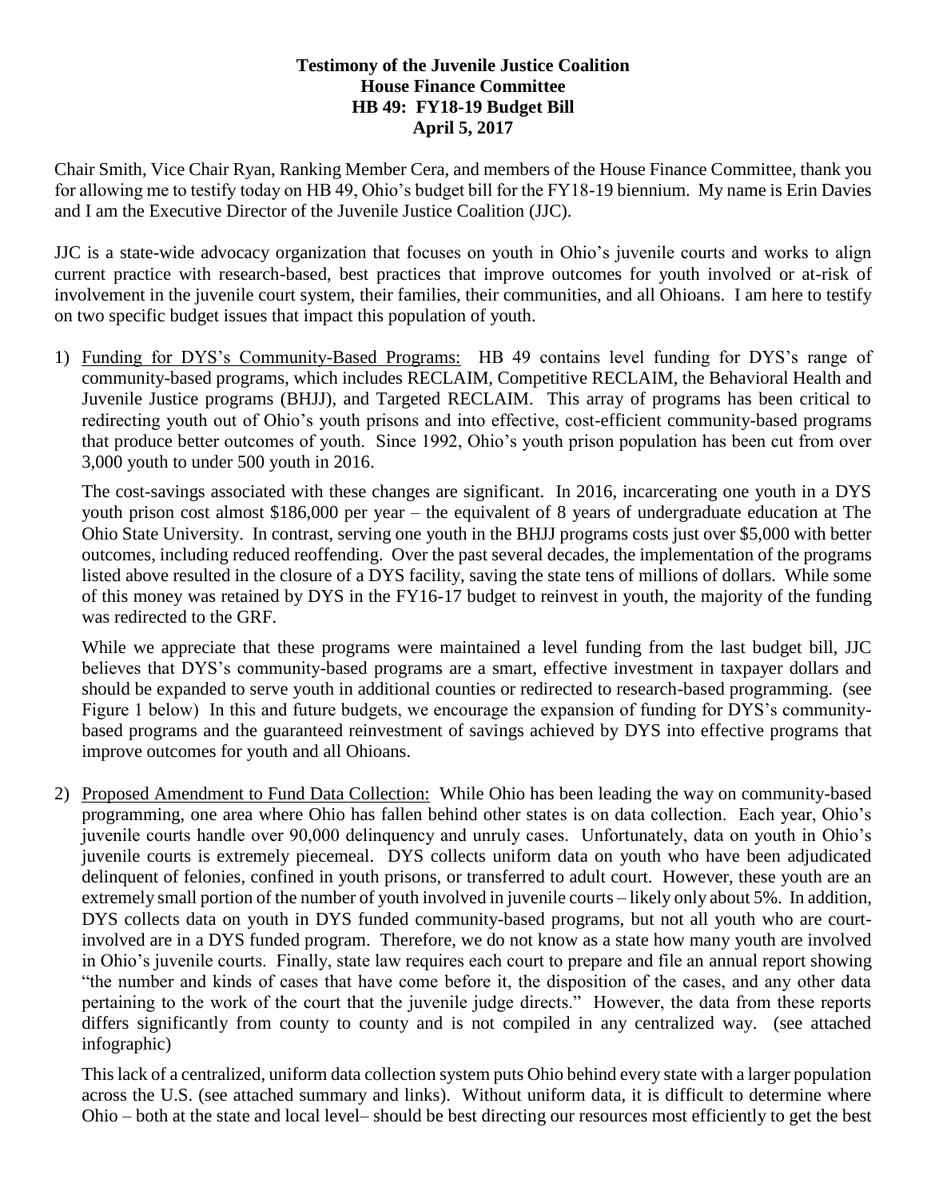**Testimony of the Juvenile Justice Coalition**
**House Finance Committee**
**HB 49: FY18-19 Budget Bill**
**April 5, 2017**

Chair Smith, Vice Chair Ryan, Ranking Member Cera, and members of the House Finance Committee, thank you for allowing me to testify today on HB 49, Ohio's budget bill for the FY18-19 biennium. My name is Erin Davies and I am the Executive Director of the Juvenile Justice Coalition (JJC).

JJC is a state-wide advocacy organization that focuses on youth in Ohio's juvenile courts and works to align current practice with research-based, best practices that improve outcomes for youth involved or at-risk of involvement in the juvenile court system, their families, their communities, and all Ohioans. I am here to testify on two specific budget issues that impact this population of youth.

1) Funding for DYS's Community-Based Programs: HB 49 contains level funding for DYS's range of community-based programs, which includes RECLAIM, Competitive RECLAIM, the Behavioral Health and Juvenile Justice programs (BHJJ), and Targeted RECLAIM. This array of programs has been critical to redirecting youth out of Ohio's youth prisons and into effective, cost-efficient community-based programs that produce better outcomes of youth. Since 1992, Ohio's youth prison population has been cut from over 3,000 youth to under 500 youth in 2016.

   The cost-savings associated with these changes are significant. In 2016, incarcerating one youth in a DYS youth prison cost almost $186,000 per year – the equivalent of 8 years of undergraduate education at The Ohio State University. In contrast, serving one youth in the BHJJ programs costs just over $5,000 with better outcomes, including reduced reoffending. Over the past several decades, the implementation of the programs listed above resulted in the closure of a DYS facility, saving the state tens of millions of dollars. While some of this money was retained by DYS in the FY16-17 budget to reinvest in youth, the majority of the funding was redirected to the GRF.

   While we appreciate that these programs were maintained a level funding from the last budget bill, JJC believes that DYS's community-based programs are a smart, effective investment in taxpayer dollars and should be expanded to serve youth in additional counties or redirected to research-based programming. (see Figure 1 below) In this and future budgets, we encourage the expansion of funding for DYS's community-based programs and the guaranteed reinvestment of savings achieved by DYS into effective programs that improve outcomes for youth and all Ohioans.

2) Proposed Amendment to Fund Data Collection: While Ohio has been leading the way on community-based programming, one area where Ohio has fallen behind other states is on data collection. Each year, Ohio's juvenile courts handle over 90,000 delinquency and unruly cases. Unfortunately, data on youth in Ohio's juvenile courts is extremely piecemeal. DYS collects uniform data on youth who have been adjudicated delinquent of felonies, confined in youth prisons, or transferred to adult court. However, these youth are an extremely small portion of the number of youth involved in juvenile courts – likely only about 5%. In addition, DYS collects data on youth in DYS funded community-based programs, but not all youth who are court-involved are in a DYS funded program. Therefore, we do not know as a state how many youth are involved in Ohio's juvenile courts. Finally, state law requires each court to prepare and file an annual report showing "the number and kinds of cases that have come before it, the disposition of the cases, and any other data pertaining to the work of the court that the juvenile judge directs." However, the data from these reports differs significantly from county to county and is not compiled in any centralized way. (see attached infographic)

   This lack of a centralized, uniform data collection system puts Ohio behind every state with a larger population across the U.S. (see attached summary and links). Without uniform data, it is difficult to determine where Ohio – both at the state and local level– should be best directing our resources most efficiently to get the best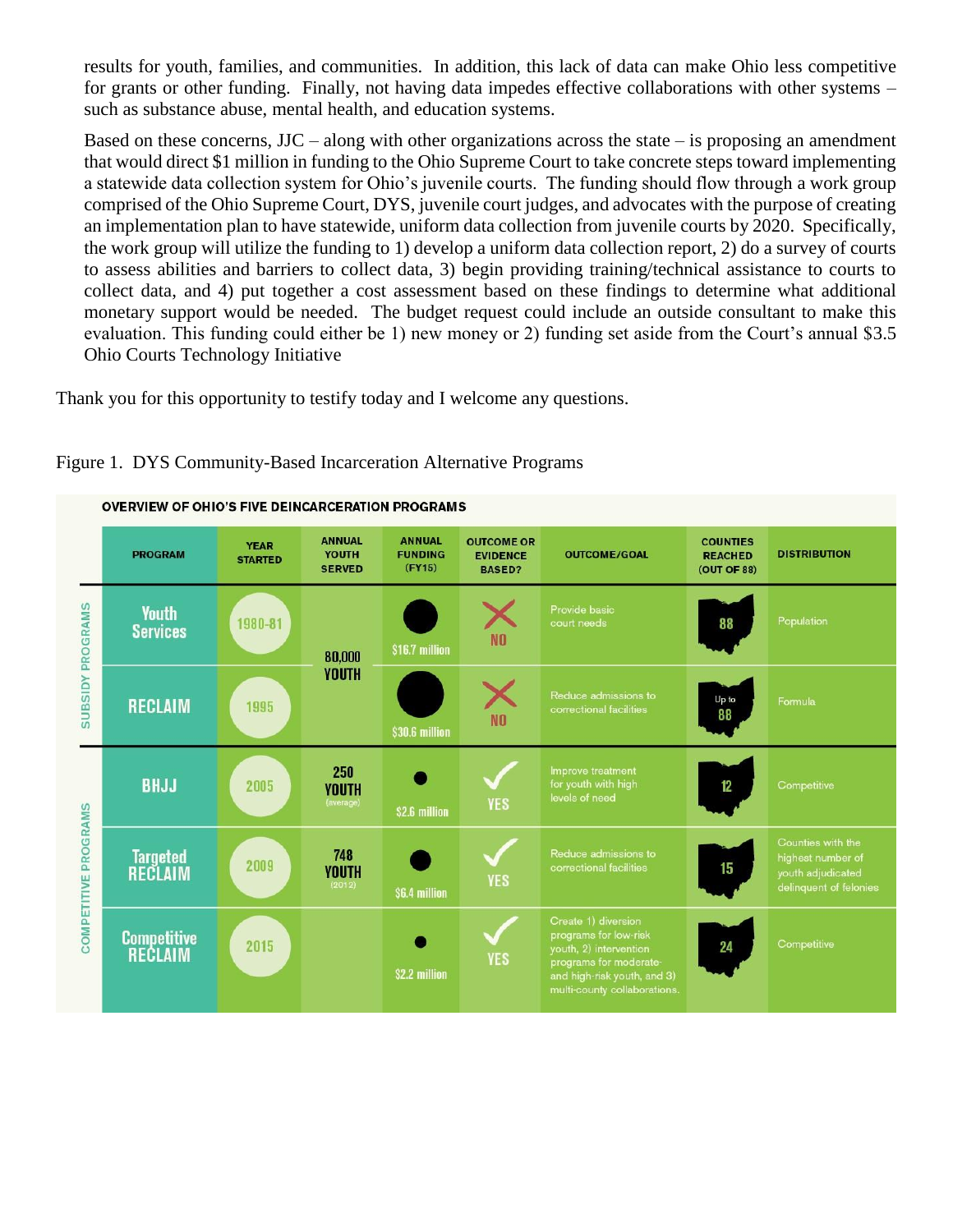results for youth, families, and communities. In addition, this lack of data can make Ohio less competitive for grants or other funding. Finally, not having data impedes effective collaborations with other systems – such as substance abuse, mental health, and education systems.

Based on these concerns, JJC – along with other organizations across the state – is proposing an amendment that would direct $1 million in funding to the Ohio Supreme Court to take concrete steps toward implementing a statewide data collection system for Ohio's juvenile courts. The funding should flow through a work group comprised of the Ohio Supreme Court, DYS, juvenile court judges, and advocates with the purpose of creating an implementation plan to have statewide, uniform data collection from juvenile courts by 2020. Specifically, the work group will utilize the funding to 1) develop a uniform data collection report, 2) do a survey of courts to assess abilities and barriers to collect data, 3) begin providing training/technical assistance to courts to collect data, and 4) put together a cost assessment based on these findings to determine what additional monetary support would be needed. The budget request could include an outside consultant to make this evaluation. This funding could either be 1) new money or 2) funding set aside from the Court's annual $3.5 Ohio Courts Technology Initiative

Thank you for this opportunity to testify today and I welcome any questions.

Figure 1. DYS Community-Based Incarceration Alternative Programs

**OVERVIEW OF OHIO'S FIVE DEINCARCERATION PROGRAMS**

| | PROGRAM | YEAR STARTED | ANNUAL YOUTH SERVED | ANNUAL FUNDING (FY15) | OUTCOME OR EVIDENCE BASED? | OUTCOME/GOAL | COUNTIES REACHED (OUT OF 88) | DISTRIBUTION |
|---|---|---|---|---|---|---|---|---|
| SUBSIDY PROGRAMS | Youth Services | 1980-81 | 80,000 YOUTH | $16.7 million | NO | Provide basic court needs | 88 | Population |
| SUBSIDY PROGRAMS | RECLAIM | 1995 | | $30.6 million | NO | Reduce admissions to correctional facilities | Up to 88 | Formula |
| COMPETITIVE PROGRAMS | BHJJ | 2005 | 250 YOUTH (average) | $2.6 million | YES | Improve treatment for youth with high levels of need | 12 | Competitive |
| COMPETITIVE PROGRAMS | Targeted RECLAIM | 2009 | 748 YOUTH (2012) | $6.4 million | YES | Reduce admissions to correctional facilities | 15 | Counties with the highest number of youth adjudicated delinquent of felonies |
| COMPETITIVE PROGRAMS | Competitive RECLAIM | 2015 | | $2.2 million | YES | Create 1) diversion programs for low-risk youth, 2) intervention programs for moderate- and high-risk youth, and 3) multi-county collaborations. | 24 | Competitive |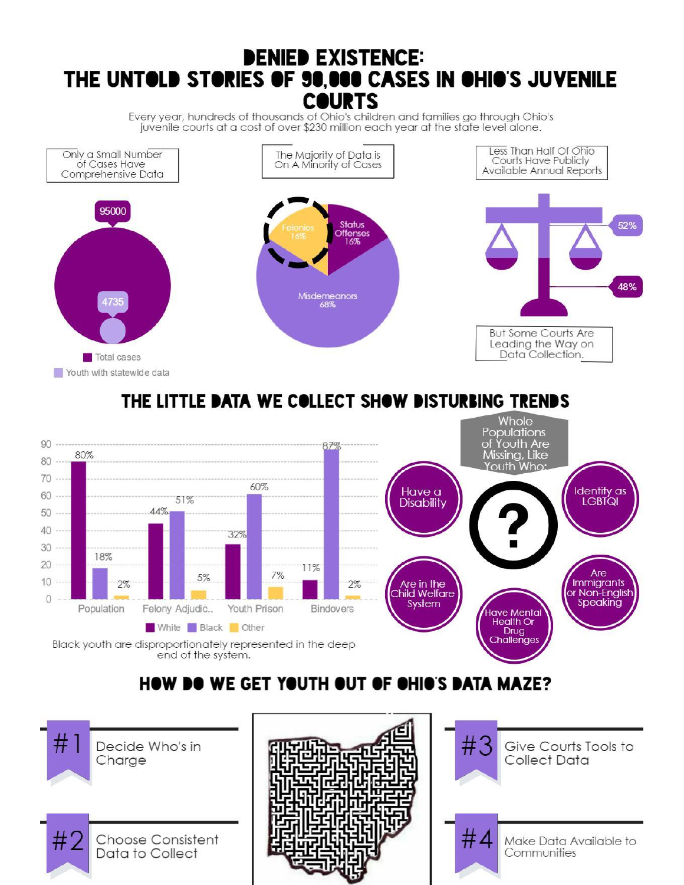# DENIED EXISTENCE: THE UNTOLD STORIES OF 90,000 CASES IN OHIO'S JUVENILE COURTS

Every year, hundreds of thousands of Ohio's children and families go through Ohio's juvenile courts at a cost of over $230 million each year at the state level alone.

**Only a Small Number of Cases Have Comprehensive Data**

95000

4735

- Total cases
- Youth with statewide data

**The Majority of Data is On A Minority of Cases**

Felonies 16%

Status Offenses 16%

Misdemeanors 68%

**Less Than Half Of Ohio Courts Have Publicly Available Annual Reports**

52%

48%

**But Some Courts Are Leading the Way on Data Collection.**

## THE LITTLE DATA WE COLLECT SHOW DISTURBING TRENDS

| | White | Black | Other |
|---|---|---|---|
| Population | 80% | 18% | 2% |
| Felony Adjudic.. | 44% | 51% | 5% |
| Youth Prison | 32% | 60% | 7% |
| Bindovers | 11% | 87% | 2% |

Black youth are disproportionately represented in the deep end of the system.

**Whole Populations of Youth Are Missing, Like Youth Who:**

- Have a Disability
- Identify as LGBTQI
- Are in the Child Welfare System
- Have Mental Health Or Drug Challenges
- Are Immigrants or Non-English Speaking

## HOW DO WE GET YOUTH OUT OF OHIO'S DATA MAZE?

**#1** Decide Who's in Charge

**#2** Choose Consistent Data to Collect

**#3** Give Courts Tools to Collect Data

**#4** Make Data Available to Communities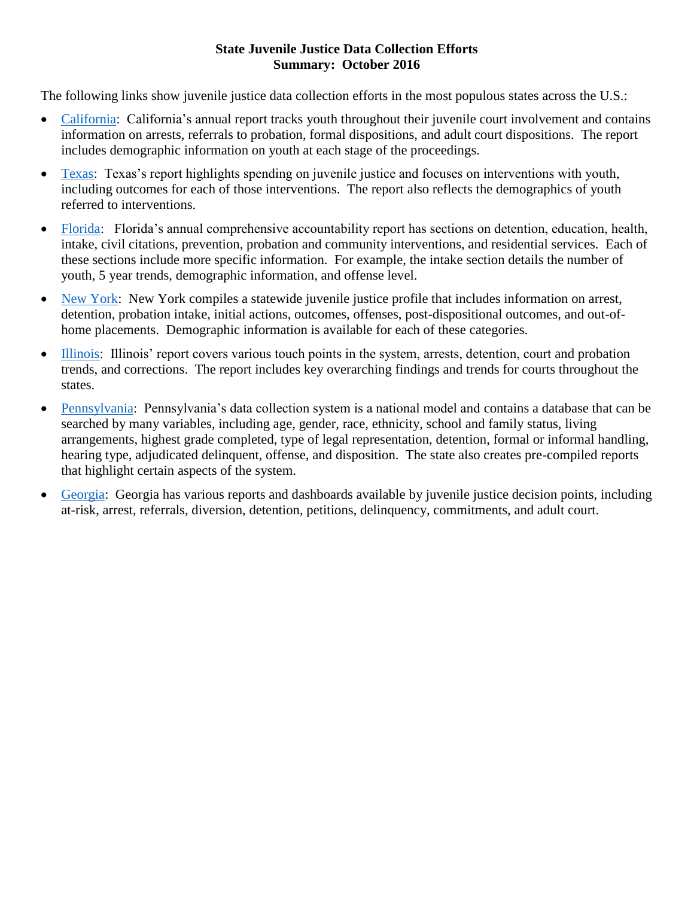**State Juvenile Justice Data Collection Efforts**
**Summary: October 2016**

The following links show juvenile justice data collection efforts in the most populous states across the U.S.:

- California: California's annual report tracks youth throughout their juvenile court involvement and contains information on arrests, referrals to probation, formal dispositions, and adult court dispositions. The report includes demographic information on youth at each stage of the proceedings.
- Texas: Texas's report highlights spending on juvenile justice and focuses on interventions with youth, including outcomes for each of those interventions. The report also reflects the demographics of youth referred to interventions.
- Florida: Florida's annual comprehensive accountability report has sections on detention, education, health, intake, civil citations, prevention, probation and community interventions, and residential services. Each of these sections include more specific information. For example, the intake section details the number of youth, 5 year trends, demographic information, and offense level.
- New York: New York compiles a statewide juvenile justice profile that includes information on arrest, detention, probation intake, initial actions, outcomes, offenses, post-dispositional outcomes, and out-of-home placements. Demographic information is available for each of these categories.
- Illinois: Illinois' report covers various touch points in the system, arrests, detention, court and probation trends, and corrections. The report includes key overarching findings and trends for courts throughout the states.
- Pennsylvania: Pennsylvania's data collection system is a national model and contains a database that can be searched by many variables, including age, gender, race, ethnicity, school and family status, living arrangements, highest grade completed, type of legal representation, detention, formal or informal handling, hearing type, adjudicated delinquent, offense, and disposition. The state also creates pre-compiled reports that highlight certain aspects of the system.
- Georgia: Georgia has various reports and dashboards available by juvenile justice decision points, including at-risk, arrest, referrals, diversion, detention, petitions, delinquency, commitments, and adult court.